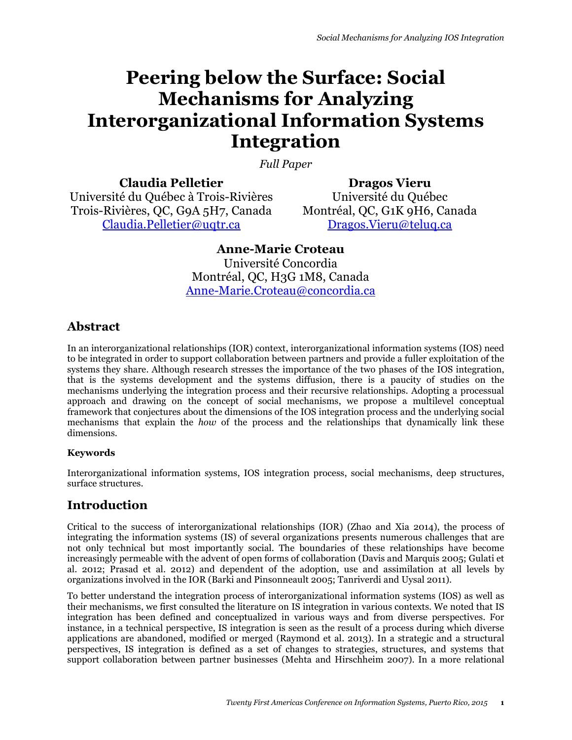# Peering below the Surface: Social Mechanisms for Analyzing Interorganizational Information Systems Integration

*Full Paper*

**Claudia Pelletier**
Université du Québec à Trois-Rivières
Trois-Rivières, QC, G9A 5H7, Canada
Claudia.Pelletier@uqtr.ca

**Dragos Vieru**
Université du Québec
Montréal, QC, G1K 9H6, Canada
Dragos.Vieru@teluq.ca

**Anne-Marie Croteau**
Université Concordia
Montréal, QC, H3G 1M8, Canada
Anne-Marie.Croteau@concordia.ca

## Abstract

In an interorganizational relationships (IOR) context, interorganizational information systems (IOS) need to be integrated in order to support collaboration between partners and provide a fuller exploitation of the systems they share. Although research stresses the importance of the two phases of the IOS integration, that is the systems development and the systems diffusion, there is a paucity of studies on the mechanisms underlying the integration process and their recursive relationships. Adopting a processual approach and drawing on the concept of social mechanisms, we propose a multilevel conceptual framework that conjectures about the dimensions of the IOS integration process and the underlying social mechanisms that explain the *how* of the process and the relationships that dynamically link these dimensions.

### Keywords

Interorganizational information systems, IOS integration process, social mechanisms, deep structures, surface structures.

## Introduction

Critical to the success of interorganizational relationships (IOR) (Zhao and Xia 2014), the process of integrating the information systems (IS) of several organizations presents numerous challenges that are not only technical but most importantly social. The boundaries of these relationships have become increasingly permeable with the advent of open forms of collaboration (Davis and Marquis 2005; Gulati et al. 2012; Prasad et al. 2012) and dependent of the adoption, use and assimilation at all levels by organizations involved in the IOR (Barki and Pinsonneault 2005; Tanriverdi and Uysal 2011).

To better understand the integration process of interorganizational information systems (IOS) as well as their mechanisms, we first consulted the literature on IS integration in various contexts. We noted that IS integration has been defined and conceptualized in various ways and from diverse perspectives. For instance, in a technical perspective, IS integration is seen as the result of a process during which diverse applications are abandoned, modified or merged (Raymond et al. 2013). In a strategic and a structural perspectives, IS integration is defined as a set of changes to strategies, structures, and systems that support collaboration between partner businesses (Mehta and Hirschheim 2007). In a more relational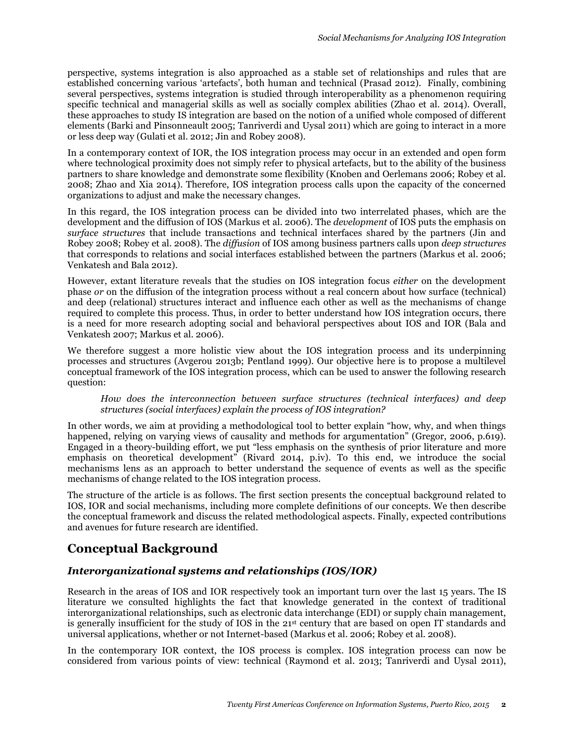perspective, systems integration is also approached as a stable set of relationships and rules that are established concerning various 'artefacts', both human and technical (Prasad 2012). Finally, combining several perspectives, systems integration is studied through interoperability as a phenomenon requiring specific technical and managerial skills as well as socially complex abilities (Zhao et al. 2014). Overall, these approaches to study IS integration are based on the notion of a unified whole composed of different elements (Barki and Pinsonneault 2005; Tanriverdi and Uysal 2011) which are going to interact in a more or less deep way (Gulati et al. 2012; Jin and Robey 2008).

In a contemporary context of IOR, the IOS integration process may occur in an extended and open form where technological proximity does not simply refer to physical artefacts, but to the ability of the business partners to share knowledge and demonstrate some flexibility (Knoben and Oerlemans 2006; Robey et al. 2008; Zhao and Xia 2014). Therefore, IOS integration process calls upon the capacity of the concerned organizations to adjust and make the necessary changes.

In this regard, the IOS integration process can be divided into two interrelated phases, which are the development and the diffusion of IOS (Markus et al. 2006). The *development* of IOS puts the emphasis on *surface structures* that include transactions and technical interfaces shared by the partners (Jin and Robey 2008; Robey et al. 2008). The *diffusion* of IOS among business partners calls upon *deep structures* that corresponds to relations and social interfaces established between the partners (Markus et al. 2006; Venkatesh and Bala 2012).

However, extant literature reveals that the studies on IOS integration focus *either* on the development phase *or* on the diffusion of the integration process without a real concern about how surface (technical) and deep (relational) structures interact and influence each other as well as the mechanisms of change required to complete this process. Thus, in order to better understand how IOS integration occurs, there is a need for more research adopting social and behavioral perspectives about IOS and IOR (Bala and Venkatesh 2007; Markus et al. 2006).

We therefore suggest a more holistic view about the IOS integration process and its underpinning processes and structures (Avgerou 2013b; Pentland 1999). Our objective here is to propose a multilevel conceptual framework of the IOS integration process, which can be used to answer the following research question:

> *How does the interconnection between surface structures (technical interfaces) and deep structures (social interfaces) explain the process of IOS integration?*

In other words, we aim at providing a methodological tool to better explain "how, why, and when things happened, relying on varying views of causality and methods for argumentation" (Gregor, 2006, p.619). Engaged in a theory-building effort, we put "less emphasis on the synthesis of prior literature and more emphasis on theoretical development" (Rivard 2014, p.iv). To this end, we introduce the social mechanisms lens as an approach to better understand the sequence of events as well as the specific mechanisms of change related to the IOS integration process.

The structure of the article is as follows. The first section presents the conceptual background related to IOS, IOR and social mechanisms, including more complete definitions of our concepts. We then describe the conceptual framework and discuss the related methodological aspects. Finally, expected contributions and avenues for future research are identified.

## Conceptual Background

### *Interorganizational systems and relationships (IOS/IOR)*

Research in the areas of IOS and IOR respectively took an important turn over the last 15 years. The IS literature we consulted highlights the fact that knowledge generated in the context of traditional interorganizational relationships, such as electronic data interchange (EDI) or supply chain management, is generally insufficient for the study of IOS in the 21st century that are based on open IT standards and universal applications, whether or not Internet-based (Markus et al. 2006; Robey et al. 2008).

In the contemporary IOR context, the IOS process is complex. IOS integration process can now be considered from various points of view: technical (Raymond et al. 2013; Tanriverdi and Uysal 2011),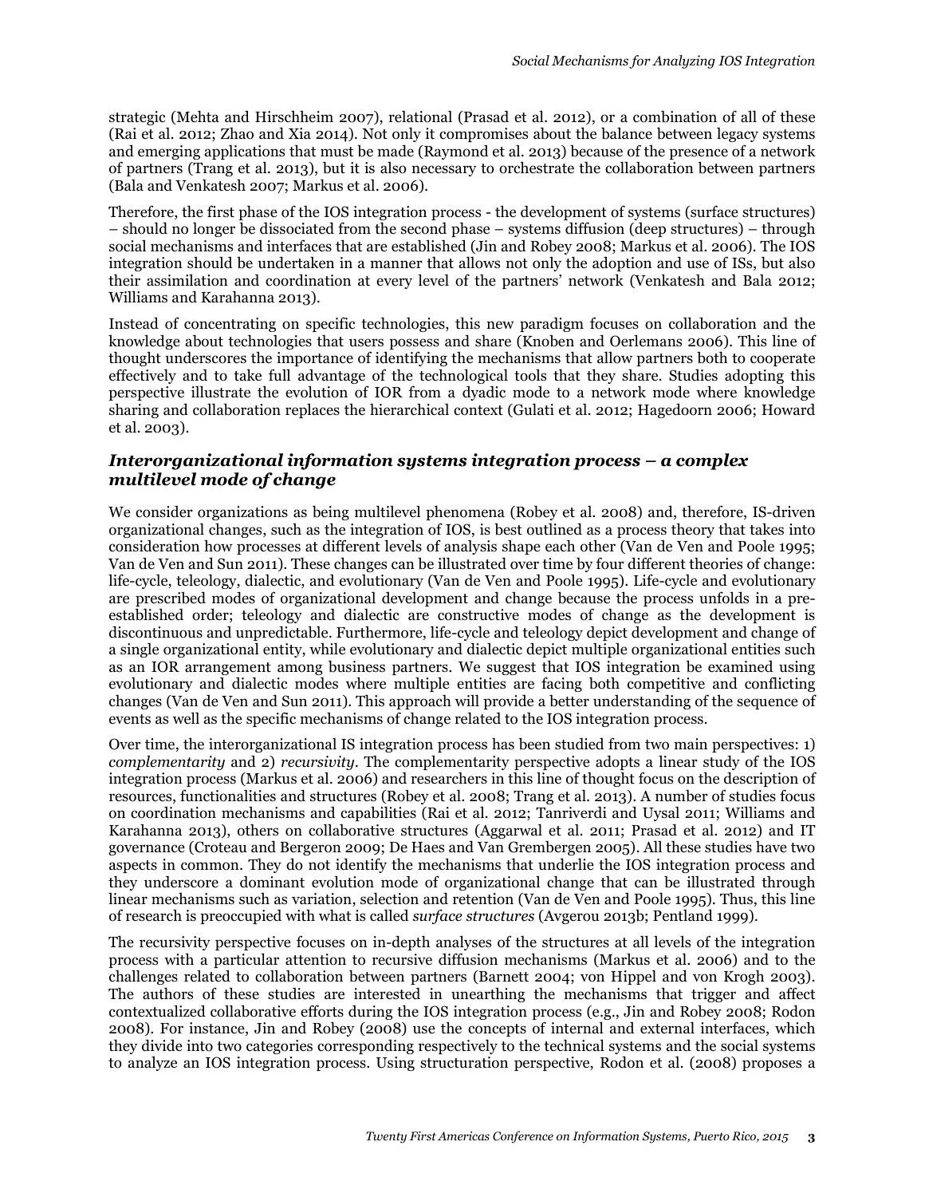strategic (Mehta and Hirschheim 2007), relational (Prasad et al. 2012), or a combination of all of these (Rai et al. 2012; Zhao and Xia 2014). Not only it compromises about the balance between legacy systems and emerging applications that must be made (Raymond et al. 2013) because of the presence of a network of partners (Trang et al. 2013), but it is also necessary to orchestrate the collaboration between partners (Bala and Venkatesh 2007; Markus et al. 2006).

Therefore, the first phase of the IOS integration process - the development of systems (surface structures) – should no longer be dissociated from the second phase – systems diffusion (deep structures) – through social mechanisms and interfaces that are established (Jin and Robey 2008; Markus et al. 2006). The IOS integration should be undertaken in a manner that allows not only the adoption and use of ISs, but also their assimilation and coordination at every level of the partners' network (Venkatesh and Bala 2012; Williams and Karahanna 2013).

Instead of concentrating on specific technologies, this new paradigm focuses on collaboration and the knowledge about technologies that users possess and share (Knoben and Oerlemans 2006). This line of thought underscores the importance of identifying the mechanisms that allow partners both to cooperate effectively and to take full advantage of the technological tools that they share. Studies adopting this perspective illustrate the evolution of IOR from a dyadic mode to a network mode where knowledge sharing and collaboration replaces the hierarchical context (Gulati et al. 2012; Hagedoorn 2006; Howard et al. 2003).

### *Interorganizational information systems integration process – a complex multilevel mode of change*

We consider organizations as being multilevel phenomena (Robey et al. 2008) and, therefore, IS-driven organizational changes, such as the integration of IOS, is best outlined as a process theory that takes into consideration how processes at different levels of analysis shape each other (Van de Ven and Poole 1995; Van de Ven and Sun 2011). These changes can be illustrated over time by four different theories of change: life-cycle, teleology, dialectic, and evolutionary (Van de Ven and Poole 1995). Life-cycle and evolutionary are prescribed modes of organizational development and change because the process unfolds in a pre-established order; teleology and dialectic are constructive modes of change as the development is discontinuous and unpredictable. Furthermore, life-cycle and teleology depict development and change of a single organizational entity, while evolutionary and dialectic depict multiple organizational entities such as an IOR arrangement among business partners. We suggest that IOS integration be examined using evolutionary and dialectic modes where multiple entities are facing both competitive and conflicting changes (Van de Ven and Sun 2011). This approach will provide a better understanding of the sequence of events as well as the specific mechanisms of change related to the IOS integration process.

Over time, the interorganizational IS integration process has been studied from two main perspectives: 1) *complementarity* and 2) *recursivity*. The complementarity perspective adopts a linear study of the IOS integration process (Markus et al. 2006) and researchers in this line of thought focus on the description of resources, functionalities and structures (Robey et al. 2008; Trang et al. 2013). A number of studies focus on coordination mechanisms and capabilities (Rai et al. 2012; Tanriverdi and Uysal 2011; Williams and Karahanna 2013), others on collaborative structures (Aggarwal et al. 2011; Prasad et al. 2012) and IT governance (Croteau and Bergeron 2009; De Haes and Van Grembergen 2005). All these studies have two aspects in common. They do not identify the mechanisms that underlie the IOS integration process and they underscore a dominant evolution mode of organizational change that can be illustrated through linear mechanisms such as variation, selection and retention (Van de Ven and Poole 1995). Thus, this line of research is preoccupied with what is called *surface structures* (Avgerou 2013b; Pentland 1999).

The recursivity perspective focuses on in-depth analyses of the structures at all levels of the integration process with a particular attention to recursive diffusion mechanisms (Markus et al. 2006) and to the challenges related to collaboration between partners (Barnett 2004; von Hippel and von Krogh 2003). The authors of these studies are interested in unearthing the mechanisms that trigger and affect contextualized collaborative efforts during the IOS integration process (e.g., Jin and Robey 2008; Rodon 2008). For instance, Jin and Robey (2008) use the concepts of internal and external interfaces, which they divide into two categories corresponding respectively to the technical systems and the social systems to analyze an IOS integration process. Using structuration perspective, Rodon et al. (2008) proposes a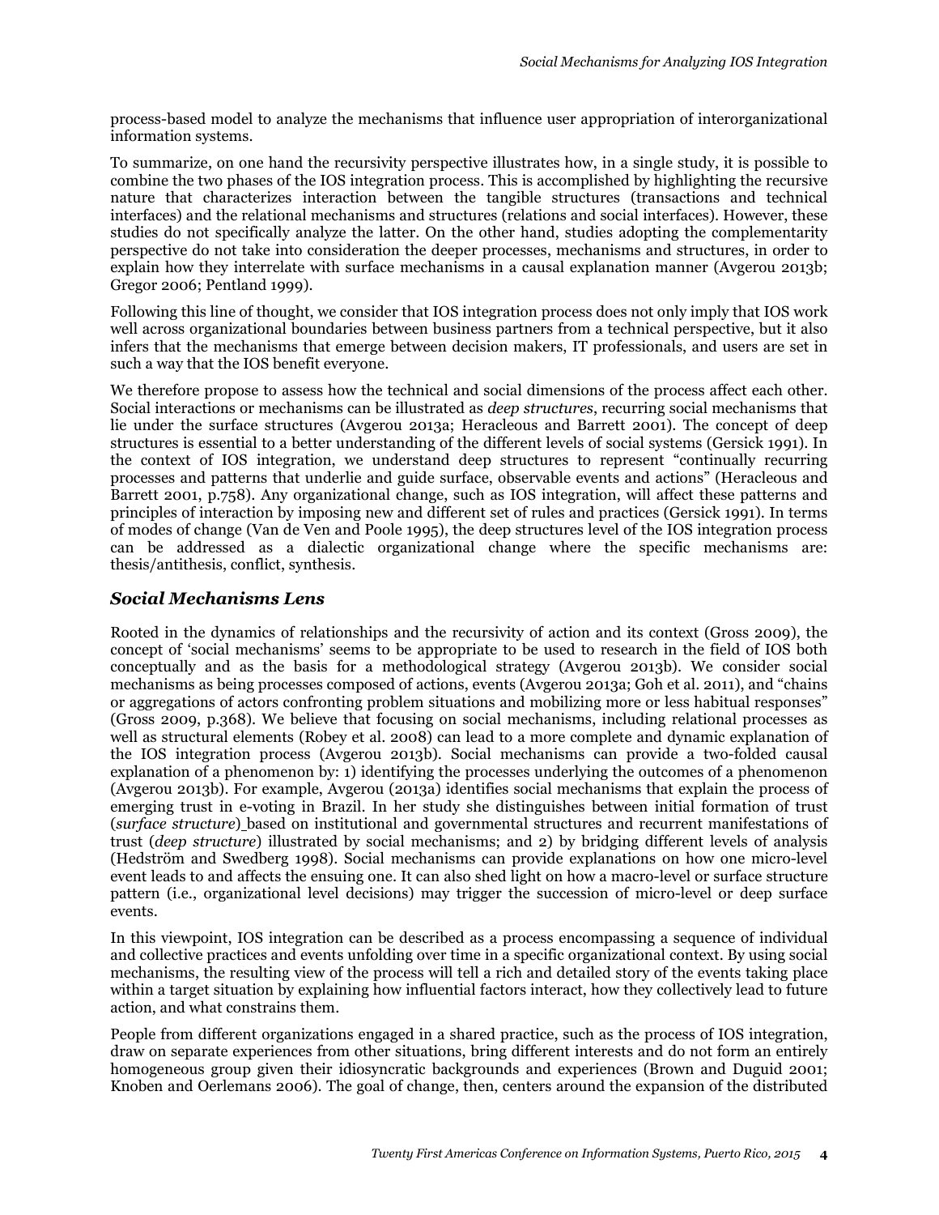process-based model to analyze the mechanisms that influence user appropriation of interorganizational information systems.

To summarize, on one hand the recursivity perspective illustrates how, in a single study, it is possible to combine the two phases of the IOS integration process. This is accomplished by highlighting the recursive nature that characterizes interaction between the tangible structures (transactions and technical interfaces) and the relational mechanisms and structures (relations and social interfaces). However, these studies do not specifically analyze the latter. On the other hand, studies adopting the complementarity perspective do not take into consideration the deeper processes, mechanisms and structures, in order to explain how they interrelate with surface mechanisms in a causal explanation manner (Avgerou 2013b; Gregor 2006; Pentland 1999).

Following this line of thought, we consider that IOS integration process does not only imply that IOS work well across organizational boundaries between business partners from a technical perspective, but it also infers that the mechanisms that emerge between decision makers, IT professionals, and users are set in such a way that the IOS benefit everyone.

We therefore propose to assess how the technical and social dimensions of the process affect each other. Social interactions or mechanisms can be illustrated as *deep structures*, recurring social mechanisms that lie under the surface structures (Avgerou 2013a; Heracleous and Barrett 2001). The concept of deep structures is essential to a better understanding of the different levels of social systems (Gersick 1991). In the context of IOS integration, we understand deep structures to represent "continually recurring processes and patterns that underlie and guide surface, observable events and actions" (Heracleous and Barrett 2001, p.758). Any organizational change, such as IOS integration, will affect these patterns and principles of interaction by imposing new and different set of rules and practices (Gersick 1991). In terms of modes of change (Van de Ven and Poole 1995), the deep structures level of the IOS integration process can be addressed as a dialectic organizational change where the specific mechanisms are: thesis/antithesis, conflict, synthesis.

### *Social Mechanisms Lens*

Rooted in the dynamics of relationships and the recursivity of action and its context (Gross 2009), the concept of 'social mechanisms' seems to be appropriate to be used to research in the field of IOS both conceptually and as the basis for a methodological strategy (Avgerou 2013b). We consider social mechanisms as being processes composed of actions, events (Avgerou 2013a; Goh et al. 2011), and "chains or aggregations of actors confronting problem situations and mobilizing more or less habitual responses" (Gross 2009, p.368). We believe that focusing on social mechanisms, including relational processes as well as structural elements (Robey et al. 2008) can lead to a more complete and dynamic explanation of the IOS integration process (Avgerou 2013b). Social mechanisms can provide a two-folded causal explanation of a phenomenon by: 1) identifying the processes underlying the outcomes of a phenomenon (Avgerou 2013b). For example, Avgerou (2013a) identifies social mechanisms that explain the process of emerging trust in e-voting in Brazil. In her study she distinguishes between initial formation of trust (*surface structure*) based on institutional and governmental structures and recurrent manifestations of trust (*deep structure*) illustrated by social mechanisms; and 2) by bridging different levels of analysis (Hedström and Swedberg 1998). Social mechanisms can provide explanations on how one micro-level event leads to and affects the ensuing one. It can also shed light on how a macro-level or surface structure pattern (i.e., organizational level decisions) may trigger the succession of micro-level or deep surface events.

In this viewpoint, IOS integration can be described as a process encompassing a sequence of individual and collective practices and events unfolding over time in a specific organizational context. By using social mechanisms, the resulting view of the process will tell a rich and detailed story of the events taking place within a target situation by explaining how influential factors interact, how they collectively lead to future action, and what constrains them.

People from different organizations engaged in a shared practice, such as the process of IOS integration, draw on separate experiences from other situations, bring different interests and do not form an entirely homogeneous group given their idiosyncratic backgrounds and experiences (Brown and Duguid 2001; Knoben and Oerlemans 2006). The goal of change, then, centers around the expansion of the distributed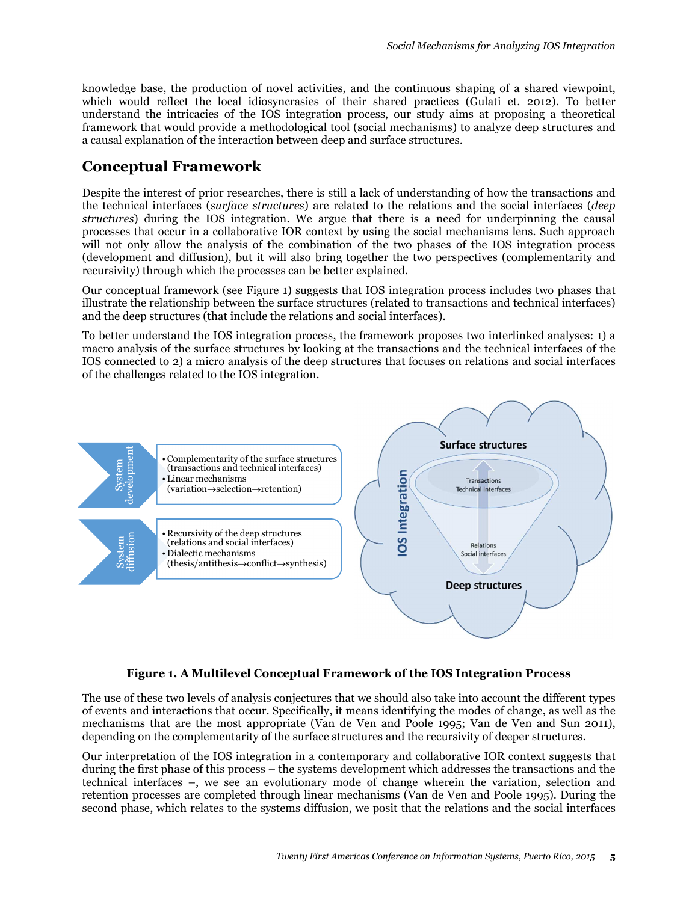knowledge base, the production of novel activities, and the continuous shaping of a shared viewpoint, which would reflect the local idiosyncracies of their shared practices (Gulati et. 2012). To better understand the intricacies of the IOS integration process, our study aims at proposing a theoretical framework that would provide a methodological tool (social mechanisms) to analyze deep structures and a causal explanation of the interaction between deep and surface structures.

## Conceptual Framework

Despite the interest of prior researches, there is still a lack of understanding of how the transactions and the technical interfaces (*surface structures*) are related to the relations and the social interfaces (*deep structures*) during the IOS integration. We argue that there is a need for underpinning the causal processes that occur in a collaborative IOR context by using the social mechanisms lens. Such approach will not only allow the analysis of the combination of the two phases of the IOS integration process (development and diffusion), but it will also bring together the two perspectives (complementarity and recursivity) through which the processes can be better explained.

Our conceptual framework (see Figure 1) suggests that IOS integration process includes two phases that illustrate the relationship between the surface structures (related to transactions and technical interfaces) and the deep structures (that include the relations and social interfaces).

To better understand the IOS integration process, the framework proposes two interlinked analyses: 1) a macro analysis of the surface structures by looking at the transactions and the technical interfaces of the IOS connected to 2) a micro analysis of the deep structures that focuses on relations and social interfaces of the challenges related to the IOS integration.

System development
- Complementarity of the surface structures (transactions and technical interfaces)
- Linear mechanisms (variation→selection→retention)

System diffusion
- Recursivity of the deep structures (relations and social interfaces)
- Dialectic mechanisms (thesis/antithesis→conflict→synthesis)

IOS Integration — Surface structures: Transactions, Technical interfaces; Deep structures: Relations, Social interfaces

**Figure 1. A Multilevel Conceptual Framework of the IOS Integration Process**

The use of these two levels of analysis conjectures that we should also take into account the different types of events and interactions that occur. Specifically, it means identifying the modes of change, as well as the mechanisms that are the most appropriate (Van de Ven and Poole 1995; Van de Ven and Sun 2011), depending on the complementarity of the surface structures and the recursivity of deeper structures.

Our interpretation of the IOS integration in a contemporary and collaborative IOR context suggests that during the first phase of this process – the systems development which addresses the transactions and the technical interfaces –, we see an evolutionary mode of change wherein the variation, selection and retention processes are completed through linear mechanisms (Van de Ven and Poole 1995). During the second phase, which relates to the systems diffusion, we posit that the relations and the social interfaces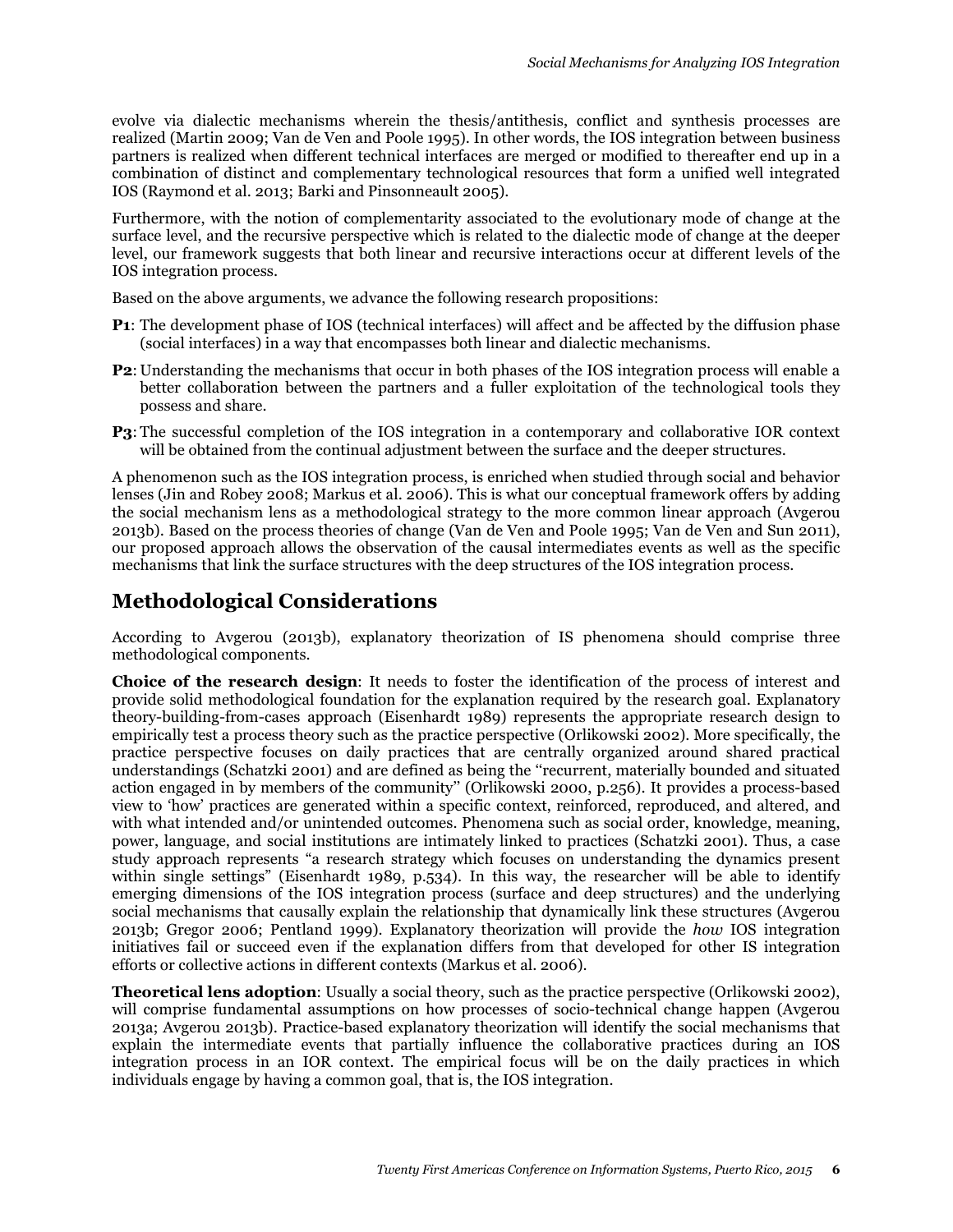evolve via dialectic mechanisms wherein the thesis/antithesis, conflict and synthesis processes are realized (Martin 2009; Van de Ven and Poole 1995). In other words, the IOS integration between business partners is realized when different technical interfaces are merged or modified to thereafter end up in a combination of distinct and complementary technological resources that form a unified well integrated IOS (Raymond et al. 2013; Barki and Pinsonneault 2005).

Furthermore, with the notion of complementarity associated to the evolutionary mode of change at the surface level, and the recursive perspective which is related to the dialectic mode of change at the deeper level, our framework suggests that both linear and recursive interactions occur at different levels of the IOS integration process.

Based on the above arguments, we advance the following research propositions:

**P1**: The development phase of IOS (technical interfaces) will affect and be affected by the diffusion phase (social interfaces) in a way that encompasses both linear and dialectic mechanisms.

**P2**: Understanding the mechanisms that occur in both phases of the IOS integration process will enable a better collaboration between the partners and a fuller exploitation of the technological tools they possess and share.

**P3**: The successful completion of the IOS integration in a contemporary and collaborative IOR context will be obtained from the continual adjustment between the surface and the deeper structures.

A phenomenon such as the IOS integration process, is enriched when studied through social and behavior lenses (Jin and Robey 2008; Markus et al. 2006). This is what our conceptual framework offers by adding the social mechanism lens as a methodological strategy to the more common linear approach (Avgerou 2013b). Based on the process theories of change (Van de Ven and Poole 1995; Van de Ven and Sun 2011), our proposed approach allows the observation of the causal intermediates events as well as the specific mechanisms that link the surface structures with the deep structures of the IOS integration process.

## Methodological Considerations

According to Avgerou (2013b), explanatory theorization of IS phenomena should comprise three methodological components.

**Choice of the research design**: It needs to foster the identification of the process of interest and provide solid methodological foundation for the explanation required by the research goal. Explanatory theory-building-from-cases approach (Eisenhardt 1989) represents the appropriate research design to empirically test a process theory such as the practice perspective (Orlikowski 2002). More specifically, the practice perspective focuses on daily practices that are centrally organized around shared practical understandings (Schatzki 2001) and are defined as being the "recurrent, materially bounded and situated action engaged in by members of the community" (Orlikowski 2000, p.256). It provides a process-based view to 'how' practices are generated within a specific context, reinforced, reproduced, and altered, and with what intended and/or unintended outcomes. Phenomena such as social order, knowledge, meaning, power, language, and social institutions are intimately linked to practices (Schatzki 2001). Thus, a case study approach represents "a research strategy which focuses on understanding the dynamics present within single settings" (Eisenhardt 1989, p.534). In this way, the researcher will be able to identify emerging dimensions of the IOS integration process (surface and deep structures) and the underlying social mechanisms that causally explain the relationship that dynamically link these structures (Avgerou 2013b; Gregor 2006; Pentland 1999). Explanatory theorization will provide the *how* IOS integration initiatives fail or succeed even if the explanation differs from that developed for other IS integration efforts or collective actions in different contexts (Markus et al. 2006).

**Theoretical lens adoption**: Usually a social theory, such as the practice perspective (Orlikowski 2002), will comprise fundamental assumptions on how processes of socio-technical change happen (Avgerou 2013a; Avgerou 2013b). Practice-based explanatory theorization will identify the social mechanisms that explain the intermediate events that partially influence the collaborative practices during an IOS integration process in an IOR context. The empirical focus will be on the daily practices in which individuals engage by having a common goal, that is, the IOS integration.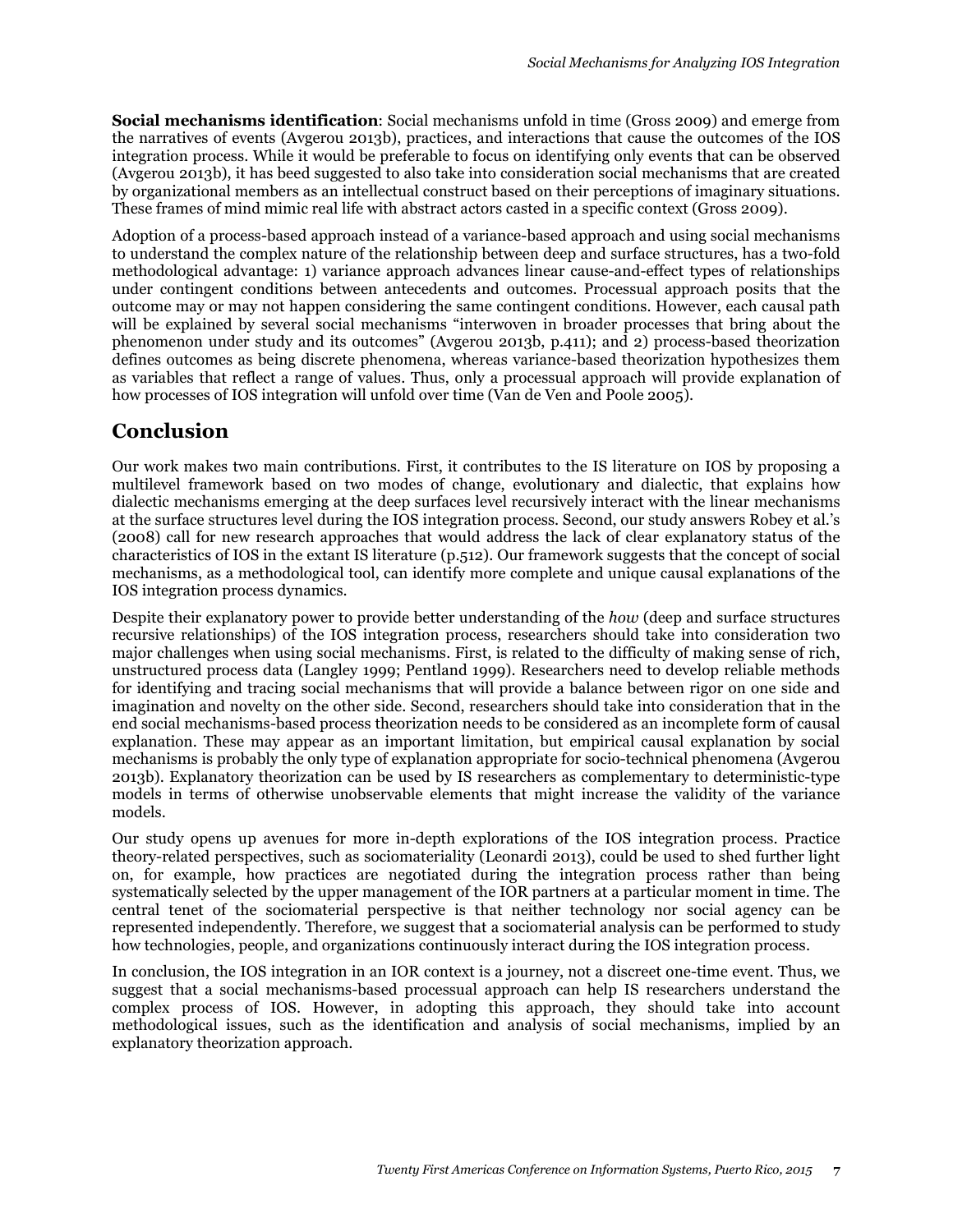**Social mechanisms identification**: Social mechanisms unfold in time (Gross 2009) and emerge from the narratives of events (Avgerou 2013b), practices, and interactions that cause the outcomes of the IOS integration process. While it would be preferable to focus on identifying only events that can be observed (Avgerou 2013b), it has beed suggested to also take into consideration social mechanisms that are created by organizational members as an intellectual construct based on their perceptions of imaginary situations. These frames of mind mimic real life with abstract actors casted in a specific context (Gross 2009).

Adoption of a process-based approach instead of a variance-based approach and using social mechanisms to understand the complex nature of the relationship between deep and surface structures, has a two-fold methodological advantage: 1) variance approach advances linear cause-and-effect types of relationships under contingent conditions between antecedents and outcomes. Processual approach posits that the outcome may or may not happen considering the same contingent conditions. However, each causal path will be explained by several social mechanisms "interwoven in broader processes that bring about the phenomenon under study and its outcomes" (Avgerou 2013b, p.411); and 2) process-based theorization defines outcomes as being discrete phenomena, whereas variance-based theorization hypothesizes them as variables that reflect a range of values. Thus, only a processual approach will provide explanation of how processes of IOS integration will unfold over time (Van de Ven and Poole 2005).

## Conclusion

Our work makes two main contributions. First, it contributes to the IS literature on IOS by proposing a multilevel framework based on two modes of change, evolutionary and dialectic, that explains how dialectic mechanisms emerging at the deep surfaces level recursively interact with the linear mechanisms at the surface structures level during the IOS integration process. Second, our study answers Robey et al.'s (2008) call for new research approaches that would address the lack of clear explanatory status of the characteristics of IOS in the extant IS literature (p.512). Our framework suggests that the concept of social mechanisms, as a methodological tool, can identify more complete and unique causal explanations of the IOS integration process dynamics.

Despite their explanatory power to provide better understanding of the *how* (deep and surface structures recursive relationships) of the IOS integration process, researchers should take into consideration two major challenges when using social mechanisms. First, is related to the difficulty of making sense of rich, unstructured process data (Langley 1999; Pentland 1999). Researchers need to develop reliable methods for identifying and tracing social mechanisms that will provide a balance between rigor on one side and imagination and novelty on the other side. Second, researchers should take into consideration that in the end social mechanisms-based process theorization needs to be considered as an incomplete form of causal explanation. These may appear as an important limitation, but empirical causal explanation by social mechanisms is probably the only type of explanation appropriate for socio-technical phenomena (Avgerou 2013b). Explanatory theorization can be used by IS researchers as complementary to deterministic-type models in terms of otherwise unobservable elements that might increase the validity of the variance models.

Our study opens up avenues for more in-depth explorations of the IOS integration process. Practice theory-related perspectives, such as sociomateriality (Leonardi 2013), could be used to shed further light on, for example, how practices are negotiated during the integration process rather than being systematically selected by the upper management of the IOR partners at a particular moment in time. The central tenet of the sociomaterial perspective is that neither technology nor social agency can be represented independently. Therefore, we suggest that a sociomaterial analysis can be performed to study how technologies, people, and organizations continuously interact during the IOS integration process.

In conclusion, the IOS integration in an IOR context is a journey, not a discreet one-time event. Thus, we suggest that a social mechanisms-based processual approach can help IS researchers understand the complex process of IOS. However, in adopting this approach, they should take into account methodological issues, such as the identification and analysis of social mechanisms, implied by an explanatory theorization approach.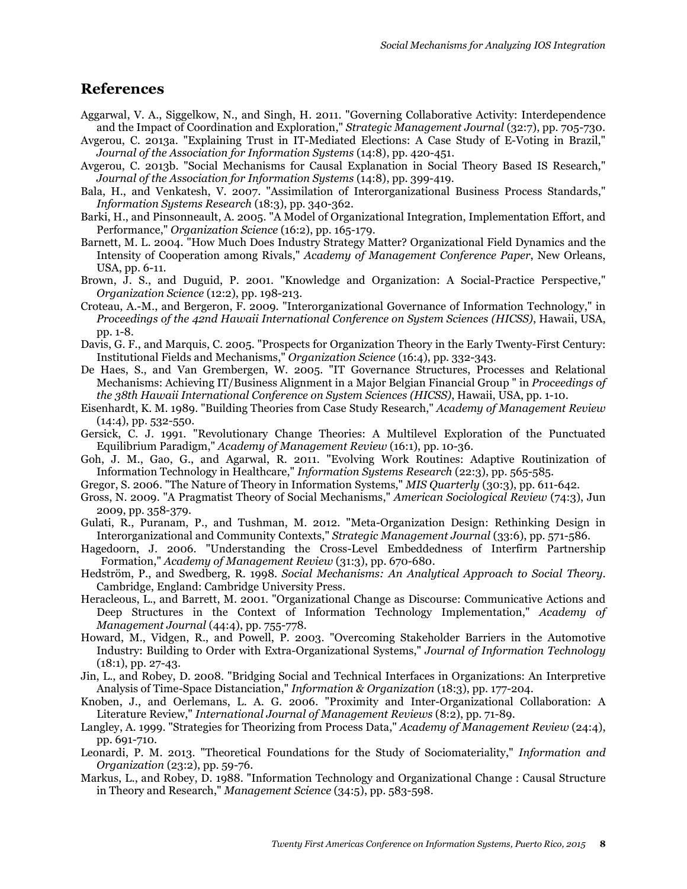## References

Aggarwal, V. A., Siggelkow, N., and Singh, H. 2011. "Governing Collaborative Activity: Interdependence and the Impact of Coordination and Exploration," *Strategic Management Journal* (32:7), pp. 705-730.

Avgerou, C. 2013a. "Explaining Trust in IT-Mediated Elections: A Case Study of E-Voting in Brazil," *Journal of the Association for Information Systems* (14:8), pp. 420-451.

Avgerou, C. 2013b. "Social Mechanisms for Causal Explanation in Social Theory Based IS Research," *Journal of the Association for Information Systems* (14:8), pp. 399-419.

Bala, H., and Venkatesh, V. 2007. "Assimilation of Interorganizational Business Process Standards," *Information Systems Research* (18:3), pp. 340-362.

Barki, H., and Pinsonneault, A. 2005. "A Model of Organizational Integration, Implementation Effort, and Performance," *Organization Science* (16:2), pp. 165-179.

Barnett, M. L. 2004. "How Much Does Industry Strategy Matter? Organizational Field Dynamics and the Intensity of Cooperation among Rivals," *Academy of Management Conference Paper*, New Orleans, USA, pp. 6-11.

Brown, J. S., and Duguid, P. 2001. "Knowledge and Organization: A Social-Practice Perspective," *Organization Science* (12:2), pp. 198-213.

Croteau, A.-M., and Bergeron, F. 2009. "Interorganizational Governance of Information Technology," in *Proceedings of the 42nd Hawaii International Conference on System Sciences (HICSS)*, Hawaii, USA, pp. 1-8.

Davis, G. F., and Marquis, C. 2005. "Prospects for Organization Theory in the Early Twenty-First Century: Institutional Fields and Mechanisms," *Organization Science* (16:4), pp. 332-343.

De Haes, S., and Van Grembergen, W. 2005. "IT Governance Structures, Processes and Relational Mechanisms: Achieving IT/Business Alignment in a Major Belgian Financial Group " in *Proceedings of the 38th Hawaii International Conference on System Sciences (HICSS)*, Hawaii, USA, pp. 1-10.

Eisenhardt, K. M. 1989. "Building Theories from Case Study Research," *Academy of Management Review* (14:4), pp. 532-550.

Gersick, C. J. 1991. "Revolutionary Change Theories: A Multilevel Exploration of the Punctuated Equilibrium Paradigm," *Academy of Management Review* (16:1), pp. 10-36.

Goh, J. M., Gao, G., and Agarwal, R. 2011. "Evolving Work Routines: Adaptive Routinization of Information Technology in Healthcare," *Information Systems Research* (22:3), pp. 565-585.

Gregor, S. 2006. "The Nature of Theory in Information Systems," *MIS Quarterly* (30:3), pp. 611-642.

Gross, N. 2009. "A Pragmatist Theory of Social Mechanisms," *American Sociological Review* (74:3), Jun 2009, pp. 358-379.

Gulati, R., Puranam, P., and Tushman, M. 2012. "Meta-Organization Design: Rethinking Design in Interorganizational and Community Contexts," *Strategic Management Journal* (33:6), pp. 571-586.

Hagedoorn, J. 2006. "Understanding the Cross-Level Embeddedness of Interfirm Partnership Formation," *Academy of Management Review* (31:3), pp. 670-680.

Hedström, P., and Swedberg, R. 1998. *Social Mechanisms: An Analytical Approach to Social Theory*. Cambridge, England: Cambridge University Press.

Heracleous, L., and Barrett, M. 2001. "Organizational Change as Discourse: Communicative Actions and Deep Structures in the Context of Information Technology Implementation," *Academy of Management Journal* (44:4), pp. 755-778.

Howard, M., Vidgen, R., and Powell, P. 2003. "Overcoming Stakeholder Barriers in the Automotive Industry: Building to Order with Extra-Organizational Systems," *Journal of Information Technology* (18:1), pp. 27-43.

Jin, L., and Robey, D. 2008. "Bridging Social and Technical Interfaces in Organizations: An Interpretive Analysis of Time-Space Distanciation," *Information & Organization* (18:3), pp. 177-204.

Knoben, J., and Oerlemans, L. A. G. 2006. "Proximity and Inter-Organizational Collaboration: A Literature Review," *International Journal of Management Reviews* (8:2), pp. 71-89.

Langley, A. 1999. "Strategies for Theorizing from Process Data," *Academy of Management Review* (24:4), pp. 691-710.

Leonardi, P. M. 2013. "Theoretical Foundations for the Study of Sociomateriality," *Information and Organization* (23:2), pp. 59-76.

Markus, L., and Robey, D. 1988. "Information Technology and Organizational Change : Causal Structure in Theory and Research," *Management Science* (34:5), pp. 583-598.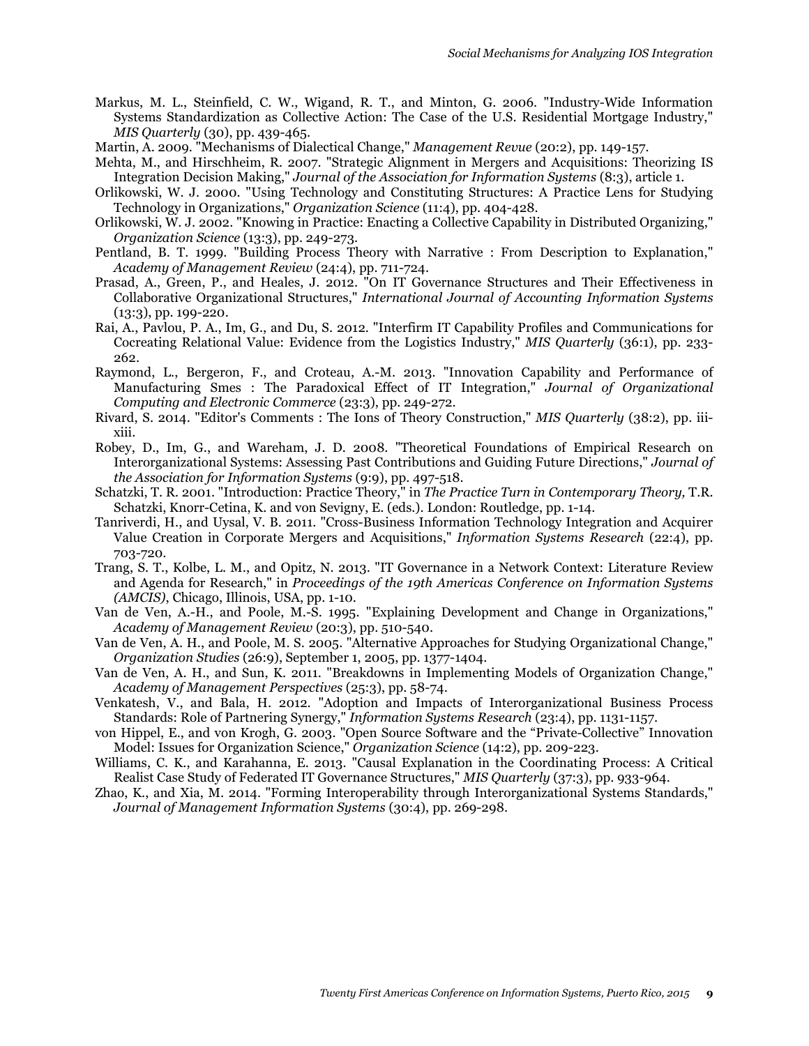Markus, M. L., Steinfield, C. W., Wigand, R. T., and Minton, G. 2006. "Industry-Wide Information Systems Standardization as Collective Action: The Case of the U.S. Residential Mortgage Industry," *MIS Quarterly* (30), pp. 439-465.

Martin, A. 2009. "Mechanisms of Dialectical Change," *Management Revue* (20:2), pp. 149-157.

Mehta, M., and Hirschheim, R. 2007. "Strategic Alignment in Mergers and Acquisitions: Theorizing IS Integration Decision Making," *Journal of the Association for Information Systems* (8:3), article 1.

Orlikowski, W. J. 2000. "Using Technology and Constituting Structures: A Practice Lens for Studying Technology in Organizations," *Organization Science* (11:4), pp. 404-428.

Orlikowski, W. J. 2002. "Knowing in Practice: Enacting a Collective Capability in Distributed Organizing," *Organization Science* (13:3), pp. 249-273.

Pentland, B. T. 1999. "Building Process Theory with Narrative : From Description to Explanation," *Academy of Management Review* (24:4), pp. 711-724.

Prasad, A., Green, P., and Heales, J. 2012. "On IT Governance Structures and Their Effectiveness in Collaborative Organizational Structures," *International Journal of Accounting Information Systems* (13:3), pp. 199-220.

Rai, A., Pavlou, P. A., Im, G., and Du, S. 2012. "Interfirm IT Capability Profiles and Communications for Cocreating Relational Value: Evidence from the Logistics Industry," *MIS Quarterly* (36:1), pp. 233-262.

Raymond, L., Bergeron, F., and Croteau, A.-M. 2013. "Innovation Capability and Performance of Manufacturing Smes : The Paradoxical Effect of IT Integration," *Journal of Organizational Computing and Electronic Commerce* (23:3), pp. 249-272.

Rivard, S. 2014. "Editor's Comments : The Ions of Theory Construction," *MIS Quarterly* (38:2), pp. iii-xiii.

Robey, D., Im, G., and Wareham, J. D. 2008. "Theoretical Foundations of Empirical Research on Interorganizational Systems: Assessing Past Contributions and Guiding Future Directions," *Journal of the Association for Information Systems* (9:9), pp. 497-518.

Schatzki, T. R. 2001. "Introduction: Practice Theory," in *The Practice Turn in Contemporary Theory,* T.R. Schatzki, Knorr-Cetina, K. and von Sevigny, E. (eds.). London: Routledge, pp. 1-14.

Tanriverdi, H., and Uysal, V. B. 2011. "Cross-Business Information Technology Integration and Acquirer Value Creation in Corporate Mergers and Acquisitions," *Information Systems Research* (22:4), pp. 703-720.

Trang, S. T., Kolbe, L. M., and Opitz, N. 2013. "IT Governance in a Network Context: Literature Review and Agenda for Research," in *Proceedings of the 19th Americas Conference on Information Systems (AMCIS)*, Chicago, Illinois, USA, pp. 1-10.

Van de Ven, A.-H., and Poole, M.-S. 1995. "Explaining Development and Change in Organizations," *Academy of Management Review* (20:3), pp. 510-540.

Van de Ven, A. H., and Poole, M. S. 2005. "Alternative Approaches for Studying Organizational Change," *Organization Studies* (26:9), September 1, 2005, pp. 1377-1404.

Van de Ven, A. H., and Sun, K. 2011. "Breakdowns in Implementing Models of Organization Change," *Academy of Management Perspectives* (25:3), pp. 58-74.

Venkatesh, V., and Bala, H. 2012. "Adoption and Impacts of Interorganizational Business Process Standards: Role of Partnering Synergy," *Information Systems Research* (23:4), pp. 1131-1157.

von Hippel, E., and von Krogh, G. 2003. "Open Source Software and the "Private-Collective" Innovation Model: Issues for Organization Science," *Organization Science* (14:2), pp. 209-223.

Williams, C. K., and Karahanna, E. 2013. "Causal Explanation in the Coordinating Process: A Critical Realist Case Study of Federated IT Governance Structures," *MIS Quarterly* (37:3), pp. 933-964.

Zhao, K., and Xia, M. 2014. "Forming Interoperability through Interorganizational Systems Standards," *Journal of Management Information Systems* (30:4), pp. 269-298.